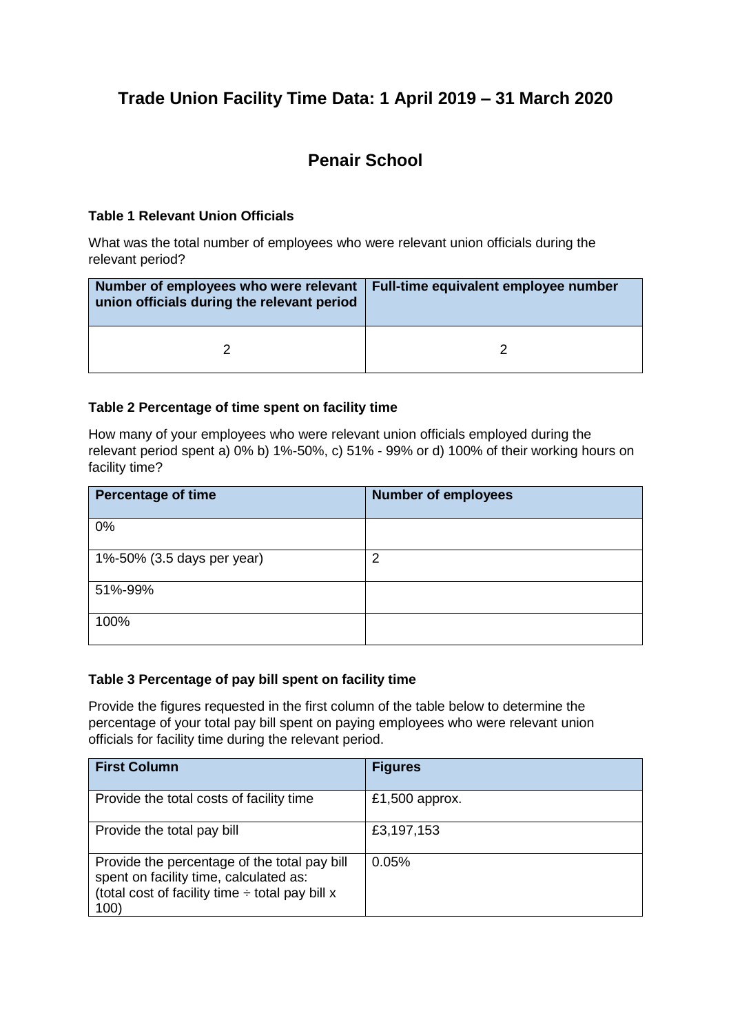# Trade Union Facility Time Data: 1 April 2019 – 31 March 2020

## Penair School

**Table 1 Relevant Union Officials**

What was the total number of employees who were relevant union officials during the relevant period?

| Number of employees who were relevant union officials during the relevant period | Full-time equivalent employee number |
|---|---|
| 2 | 2 |

**Table 2 Percentage of time spent on facility time**

How many of your employees who were relevant union officials employed during the relevant period spent a) 0% b) 1%-50%, c) 51% - 99% or d) 100% of their working hours on facility time?

| Percentage of time | Number of employees |
|---|---|
| 0% | |
| 1%-50% (3.5 days per year) | 2 |
| 51%-99% | |
| 100% | |

**Table 3 Percentage of pay bill spent on facility time**

Provide the figures requested in the first column of the table below to determine the percentage of your total pay bill spent on paying employees who were relevant union officials for facility time during the relevant period.

| First Column | Figures |
|---|---|
| Provide the total costs of facility time | £1,500 approx. |
| Provide the total pay bill | £3,197,153 |
| Provide the percentage of the total pay bill spent on facility time, calculated as: (total cost of facility time ÷ total pay bill x 100) | 0.05% |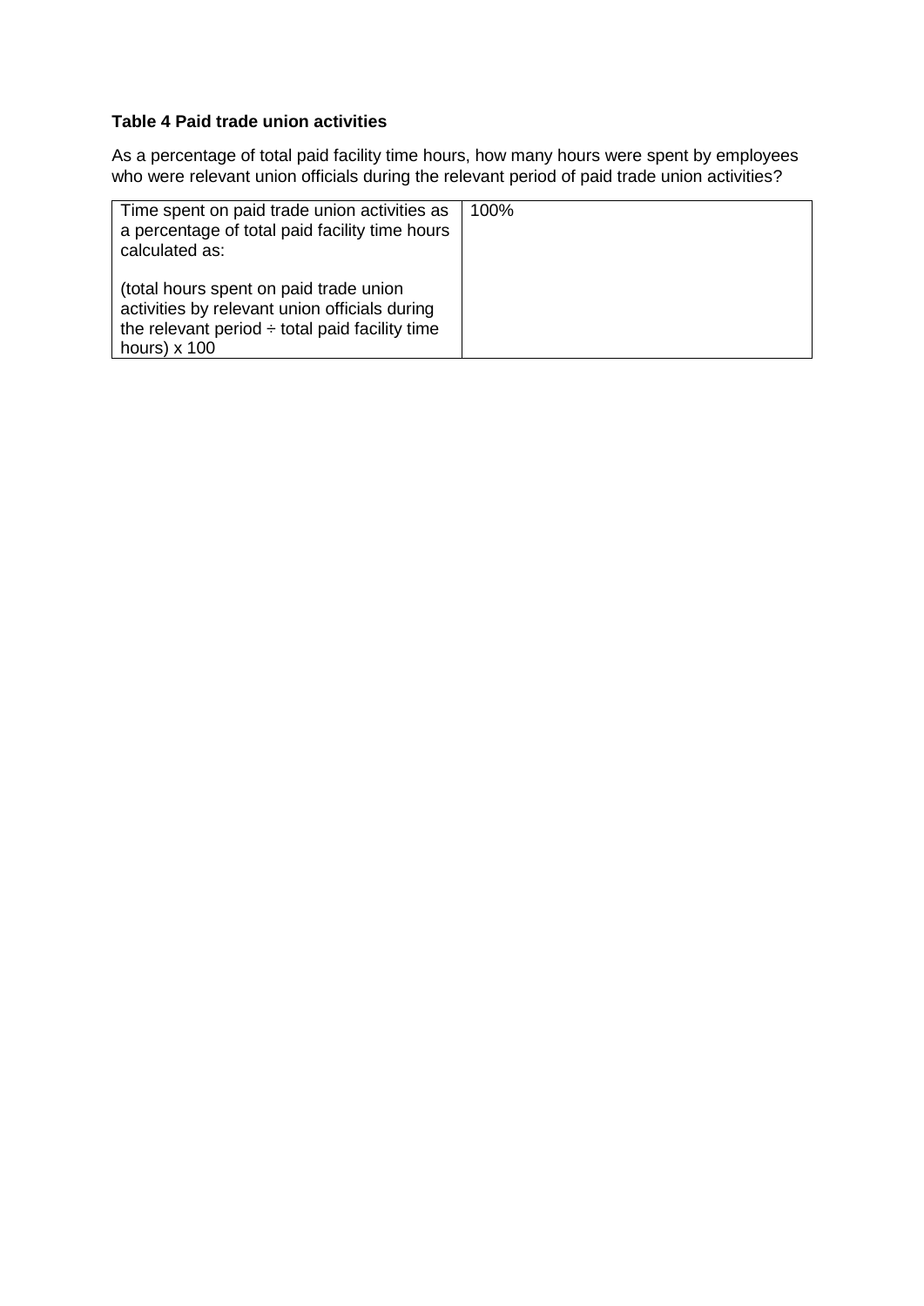**Table 4 Paid trade union activities**

As a percentage of total paid facility time hours, how many hours were spent by employees who were relevant union officials during the relevant period of paid trade union activities?

| | |
|---|---|
| Time spent on paid trade union activities as a percentage of total paid facility time hours calculated as:<br><br>(total hours spent on paid trade union activities by relevant union officials during the relevant period ÷ total paid facility time hours) x 100 | 100% |